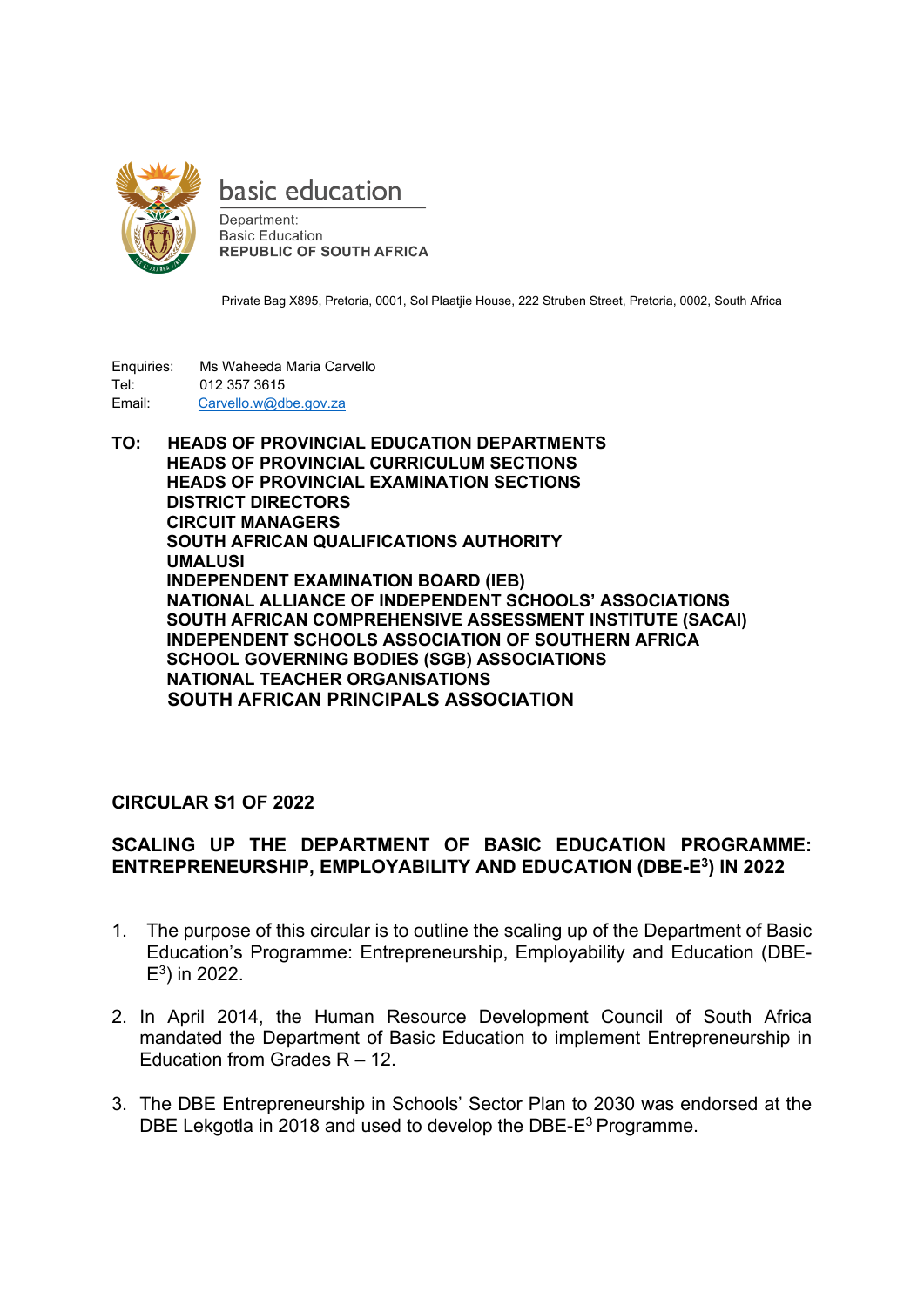basic education

Department:
Basic Education
REPUBLIC OF SOUTH AFRICA

Private Bag X895, Pretoria, 0001, Sol Plaatjie House, 222 Struben Street, Pretoria, 0002, South Africa

Enquiries: Ms Waheeda Maria Carvello
Tel: 012 357 3615
Email: Carvello.w@dbe.gov.za

**TO: HEADS OF PROVINCIAL EDUCATION DEPARTMENTS**
**HEADS OF PROVINCIAL CURRICULUM SECTIONS**
**HEADS OF PROVINCIAL EXAMINATION SECTIONS**
**DISTRICT DIRECTORS**
**CIRCUIT MANAGERS**
**SOUTH AFRICAN QUALIFICATIONS AUTHORITY**
**UMALUSI**
**INDEPENDENT EXAMINATION BOARD (IEB)**
**NATIONAL ALLIANCE OF INDEPENDENT SCHOOLS' ASSOCIATIONS**
**SOUTH AFRICAN COMPREHENSIVE ASSESSMENT INSTITUTE (SACAI)**
**INDEPENDENT SCHOOLS ASSOCIATION OF SOUTHERN AFRICA**
**SCHOOL GOVERNING BODIES (SGB) ASSOCIATIONS**
**NATIONAL TEACHER ORGANISATIONS**
**SOUTH AFRICAN PRINCIPALS ASSOCIATION**

**CIRCULAR S1 OF 2022**

**SCALING UP THE DEPARTMENT OF BASIC EDUCATION PROGRAMME: ENTREPRENEURSHIP, EMPLOYABILITY AND EDUCATION (DBE-E$^3$) IN 2022**

1. The purpose of this circular is to outline the scaling up of the Department of Basic Education's Programme: Entrepreneurship, Employability and Education (DBE-E$^3$) in 2022.

2. In April 2014, the Human Resource Development Council of South Africa mandated the Department of Basic Education to implement Entrepreneurship in Education from Grades R – 12.

3. The DBE Entrepreneurship in Schools' Sector Plan to 2030 was endorsed at the DBE Lekgotla in 2018 and used to develop the DBE-E$^3$ Programme.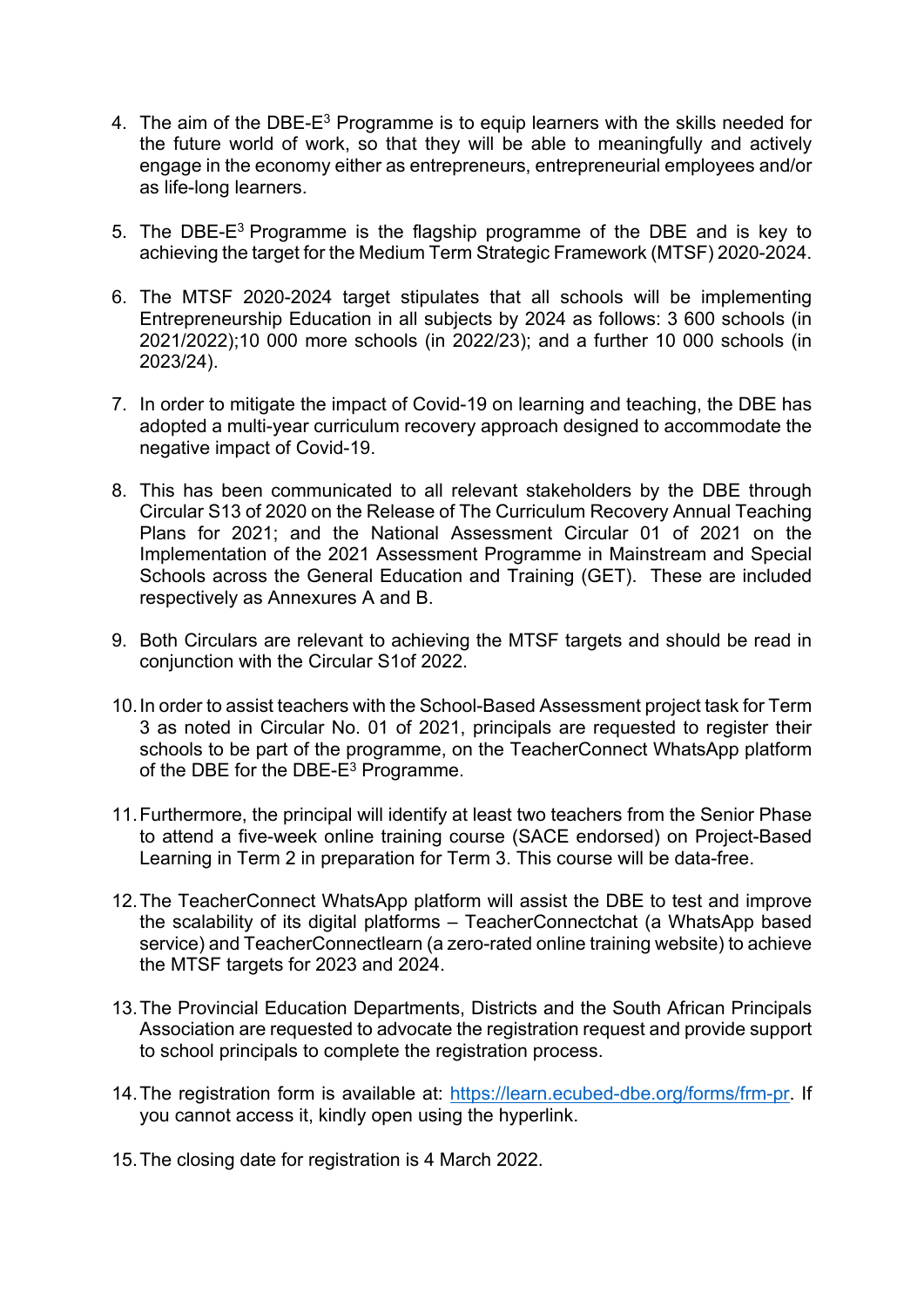4. The aim of the DBE-E$^3$ Programme is to equip learners with the skills needed for the future world of work, so that they will be able to meaningfully and actively engage in the economy either as entrepreneurs, entrepreneurial employees and/or as life-long learners.

5. The DBE-E$^3$ Programme is the flagship programme of the DBE and is key to achieving the target for the Medium Term Strategic Framework (MTSF) 2020-2024.

6. The MTSF 2020-2024 target stipulates that all schools will be implementing Entrepreneurship Education in all subjects by 2024 as follows: 3 600 schools (in 2021/2022);10 000 more schools (in 2022/23); and a further 10 000 schools (in 2023/24).

7. In order to mitigate the impact of Covid-19 on learning and teaching, the DBE has adopted a multi-year curriculum recovery approach designed to accommodate the negative impact of Covid-19.

8. This has been communicated to all relevant stakeholders by the DBE through Circular S13 of 2020 on the Release of The Curriculum Recovery Annual Teaching Plans for 2021; and the National Assessment Circular 01 of 2021 on the Implementation of the 2021 Assessment Programme in Mainstream and Special Schools across the General Education and Training (GET). These are included respectively as Annexures A and B.

9. Both Circulars are relevant to achieving the MTSF targets and should be read in conjunction with the Circular S1of 2022.

10. In order to assist teachers with the School-Based Assessment project task for Term 3 as noted in Circular No. 01 of 2021, principals are requested to register their schools to be part of the programme, on the TeacherConnect WhatsApp platform of the DBE for the DBE-E$^3$ Programme.

11. Furthermore, the principal will identify at least two teachers from the Senior Phase to attend a five-week online training course (SACE endorsed) on Project-Based Learning in Term 2 in preparation for Term 3. This course will be data-free.

12. The TeacherConnect WhatsApp platform will assist the DBE to test and improve the scalability of its digital platforms – TeacherConnectchat (a WhatsApp based service) and TeacherConnectlearn (a zero-rated online training website) to achieve the MTSF targets for 2023 and 2024.

13. The Provincial Education Departments, Districts and the South African Principals Association are requested to advocate the registration request and provide support to school principals to complete the registration process.

14. The registration form is available at: [https://learn.ecubed-dbe.org/forms/frm-pr](https://learn.ecubed-dbe.org/forms/frm-pr). If you cannot access it, kindly open using the hyperlink.

15. The closing date for registration is 4 March 2022.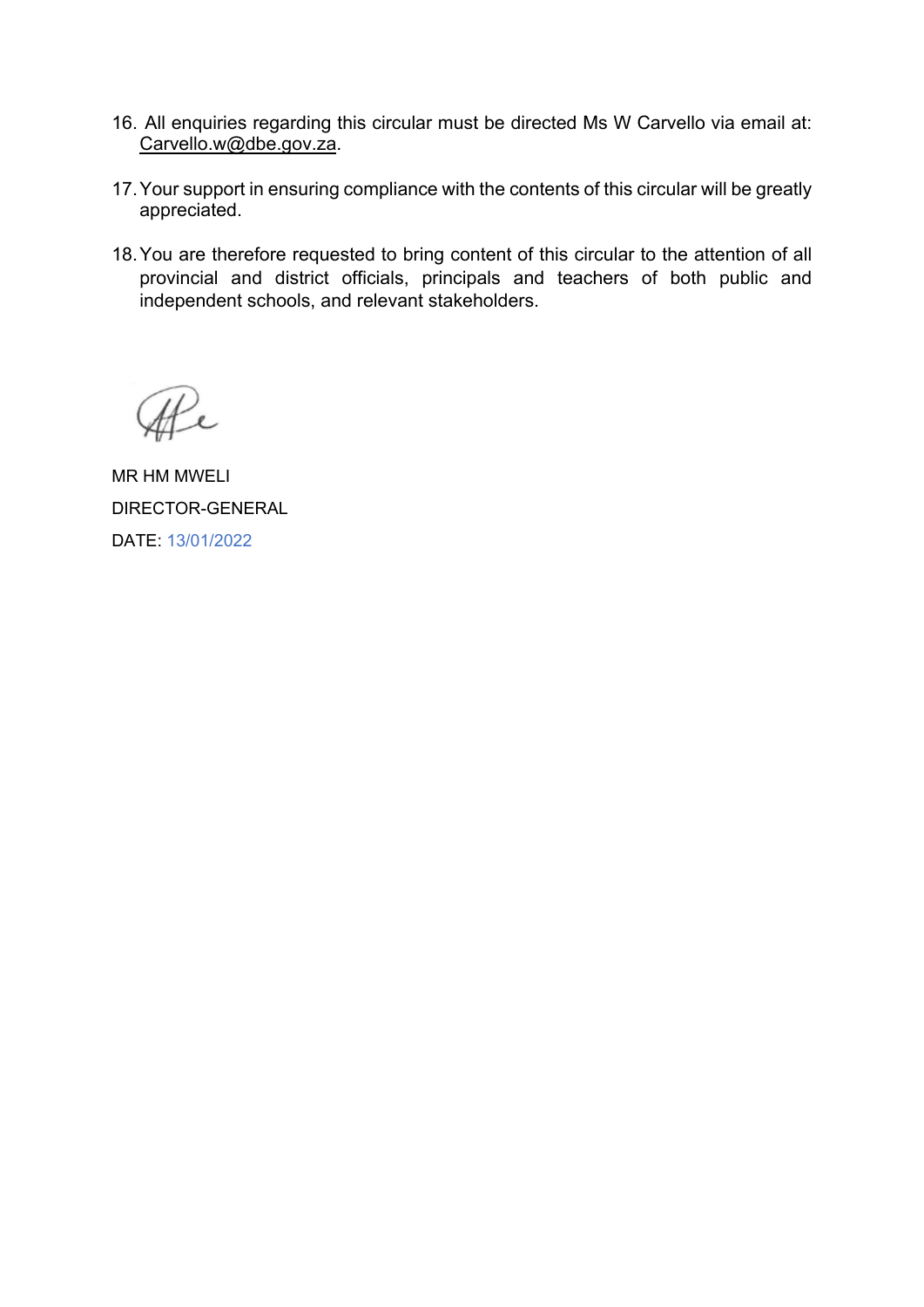16. All enquiries regarding this circular must be directed Ms W Carvello via email at: Carvello.w@dbe.gov.za.

17. Your support in ensuring compliance with the contents of this circular will be greatly appreciated.

18. You are therefore requested to bring content of this circular to the attention of all provincial and district officials, principals and teachers of both public and independent schools, and relevant stakeholders.

MR HM MWELI

DIRECTOR-GENERAL

DATE: 13/01/2022